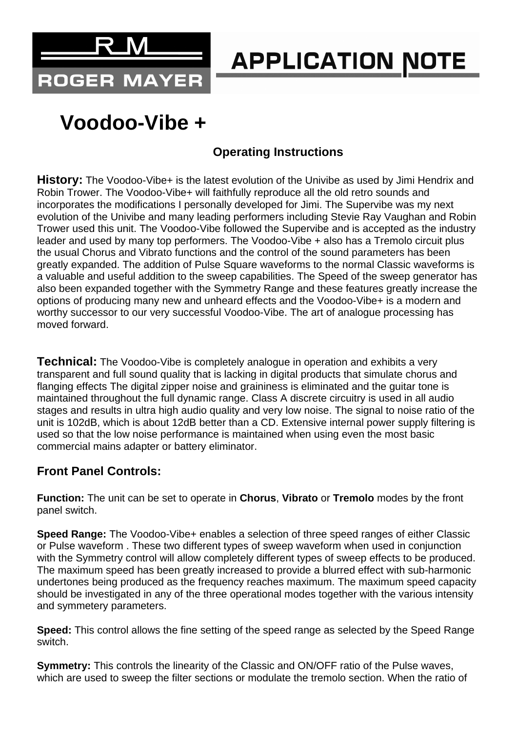RM ROGER MAYER

APPLICATION NOTE

# Voodoo-Vibe +

### Operating Instructions

**History:** The Voodoo-Vibe+ is the latest evolution of the Univibe as used by Jimi Hendrix and Robin Trower. The Voodoo-Vibe+ will faithfully reproduce all the old retro sounds and incorporates the modifications I personally developed for Jimi. The Supervibe was my next evolution of the Univibe and many leading performers including Stevie Ray Vaughan and Robin Trower used this unit. The Voodoo-Vibe followed the Supervibe and is accepted as the industry leader and used by many top performers. The Voodoo-Vibe + also has a Tremolo circuit plus the usual Chorus and Vibrato functions and the control of the sound parameters has been greatly expanded. The addition of Pulse Square waveforms to the normal Classic waveforms is a valuable and useful addition to the sweep capabilities. The Speed of the sweep generator has also been expanded together with the Symmetry Range and these features greatly increase the options of producing many new and unheard effects and the Voodoo-Vibe+ is a modern and worthy successor to our very successful Voodoo-Vibe. The art of analogue processing has moved forward.

**Technical:** The Voodoo-Vibe is completely analogue in operation and exhibits a very transparent and full sound quality that is lacking in digital products that simulate chorus and flanging effects The digital zipper noise and graininess is eliminated and the guitar tone is maintained throughout the full dynamic range. Class A discrete circuitry is used in all audio stages and results in ultra high audio quality and very low noise. The signal to noise ratio of the unit is 102dB, which is about 12dB better than a CD. Extensive internal power supply filtering is used so that the low noise performance is maintained when using even the most basic commercial mains adapter or battery eliminator.

## Front Panel Controls:

**Function:** The unit can be set to operate in **Chorus**, **Vibrato** or **Tremolo** modes by the front panel switch.

**Speed Range:** The Voodoo-Vibe+ enables a selection of three speed ranges of either Classic or Pulse waveform . These two different types of sweep waveform when used in conjunction with the Symmetry control will allow completely different types of sweep effects to be produced. The maximum speed has been greatly increased to provide a blurred effect with sub-harmonic undertones being produced as the frequency reaches maximum. The maximum speed capacity should be investigated in any of the three operational modes together with the various intensity and symmetery parameters.

**Speed:** This control allows the fine setting of the speed range as selected by the Speed Range switch.

**Symmetry:** This controls the linearity of the Classic and ON/OFF ratio of the Pulse waves, which are used to sweep the filter sections or modulate the tremolo section. When the ratio of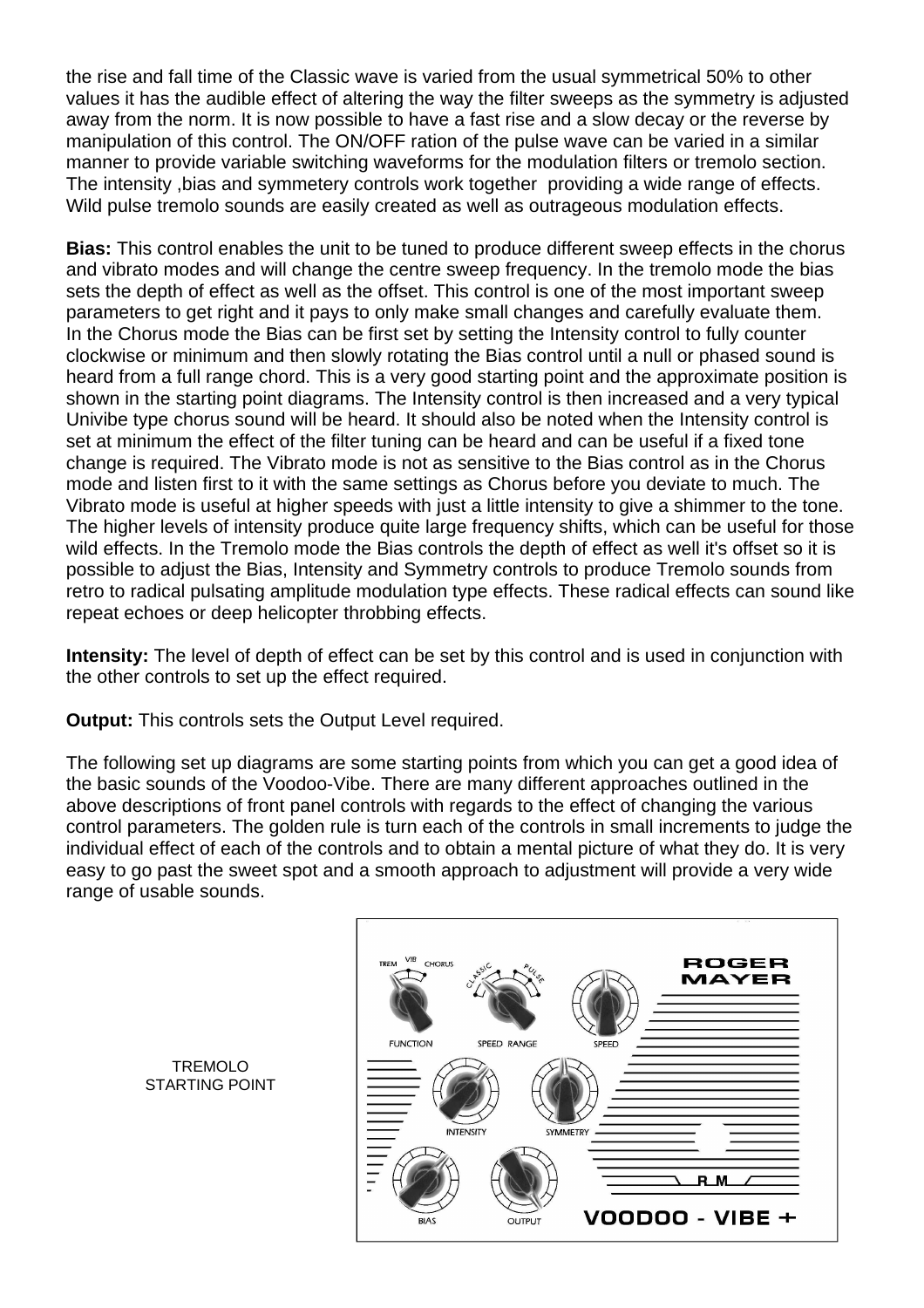the rise and fall time of the Classic wave is varied from the usual symmetrical 50% to other values it has the audible effect of altering the way the filter sweeps as the symmetry is adjusted away from the norm. It is now possible to have a fast rise and a slow decay or the reverse by manipulation of this control. The ON/OFF ration of the pulse wave can be varied in a similar manner to provide variable switching waveforms for the modulation filters or tremolo section. The intensity ,bias and symmetery controls work together providing a wide range of effects. Wild pulse tremolo sounds are easily created as well as outrageous modulation effects.

**Bias:** This control enables the unit to be tuned to produce different sweep effects in the chorus and vibrato modes and will change the centre sweep frequency. In the tremolo mode the bias sets the depth of effect as well as the offset. This control is one of the most important sweep parameters to get right and it pays to only make small changes and carefully evaluate them. In the Chorus mode the Bias can be first set by setting the Intensity control to fully counter clockwise or minimum and then slowly rotating the Bias control until a null or phased sound is heard from a full range chord. This is a very good starting point and the approximate position is shown in the starting point diagrams. The Intensity control is then increased and a very typical Univibe type chorus sound will be heard. It should also be noted when the Intensity control is set at minimum the effect of the filter tuning can be heard and can be useful if a fixed tone change is required. The Vibrato mode is not as sensitive to the Bias control as in the Chorus mode and listen first to it with the same settings as Chorus before you deviate to much. The Vibrato mode is useful at higher speeds with just a little intensity to give a shimmer to the tone. The higher levels of intensity produce quite large frequency shifts, which can be useful for those wild effects. In the Tremolo mode the Bias controls the depth of effect as well it's offset so it is possible to adjust the Bias, Intensity and Symmetry controls to produce Tremolo sounds from retro to radical pulsating amplitude modulation type effects. These radical effects can sound like repeat echoes or deep helicopter throbbing effects.

**Intensity:** The level of depth of effect can be set by this control and is used in conjunction with the other controls to set up the effect required.

**Output:** This controls sets the Output Level required.

The following set up diagrams are some starting points from which you can get a good idea of the basic sounds of the Voodoo-Vibe. There are many different approaches outlined in the above descriptions of front panel controls with regards to the effect of changing the various control parameters. The golden rule is turn each of the controls in small increments to judge the individual effect of each of the controls and to obtain a mental picture of what they do. It is very easy to go past the sweet spot and a smooth approach to adjustment will provide a very wide range of usable sounds.

TREMOLO STARTING POINT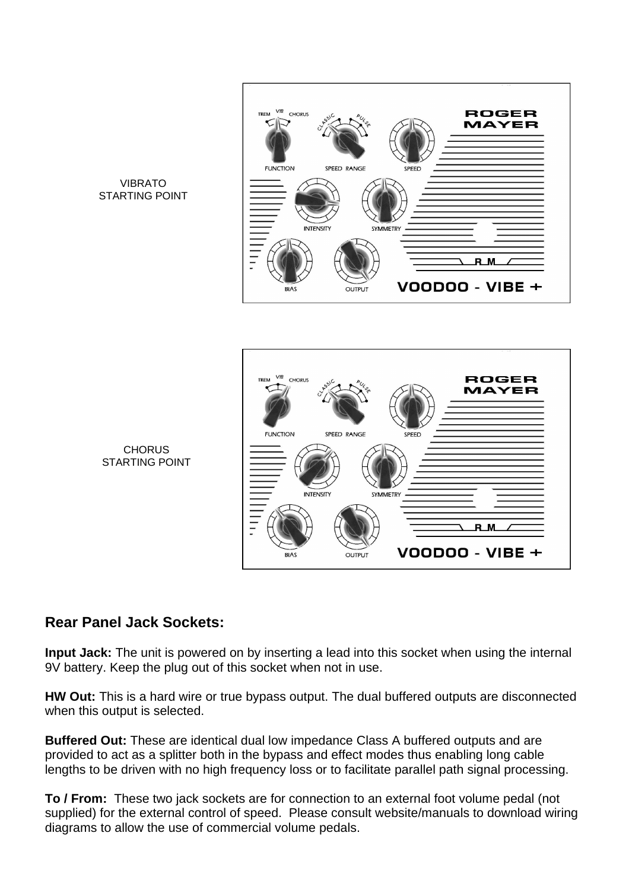VIBRATO
STARTING POINT

CHORUS
STARTING POINT

## Rear Panel Jack Sockets:

**Input Jack:** The unit is powered on by inserting a lead into this socket when using the internal 9V battery. Keep the plug out of this socket when not in use.

**HW Out:** This is a hard wire or true bypass output. The dual buffered outputs are disconnected when this output is selected.

**Buffered Out:** These are identical dual low impedance Class A buffered outputs and are provided to act as a splitter both in the bypass and effect modes thus enabling long cable lengths to be driven with no high frequency loss or to facilitate parallel path signal processing.

**To / From:** These two jack sockets are for connection to an external foot volume pedal (not supplied) for the external control of speed. Please consult website/manuals to download wiring diagrams to allow the use of commercial volume pedals.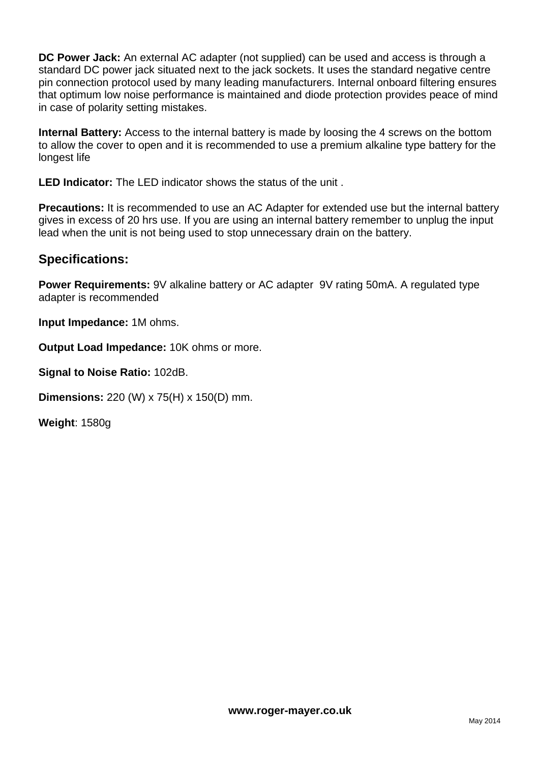**DC Power Jack:** An external AC adapter (not supplied) can be used and access is through a standard DC power jack situated next to the jack sockets. It uses the standard negative centre pin connection protocol used by many leading manufacturers. Internal onboard filtering ensures that optimum low noise performance is maintained and diode protection provides peace of mind in case of polarity setting mistakes.

**Internal Battery:** Access to the internal battery is made by loosing the 4 screws on the bottom to allow the cover to open and it is recommended to use a premium alkaline type battery for the longest life

**LED Indicator:** The LED indicator shows the status of the unit .

**Precautions:** It is recommended to use an AC Adapter for extended use but the internal battery gives in excess of 20 hrs use. If you are using an internal battery remember to unplug the input lead when the unit is not being used to stop unnecessary drain on the battery.

## Specifications:

**Power Requirements:** 9V alkaline battery or AC adapter 9V rating 50mA. A regulated type adapter is recommended

**Input Impedance:** 1M ohms.

**Output Load Impedance:** 10K ohms or more.

**Signal to Noise Ratio:** 102dB.

**Dimensions:** 220 (W) x 75(H) x 150(D) mm.

**Weight**: 1580g

**www.roger-mayer.co.uk**

May 2014